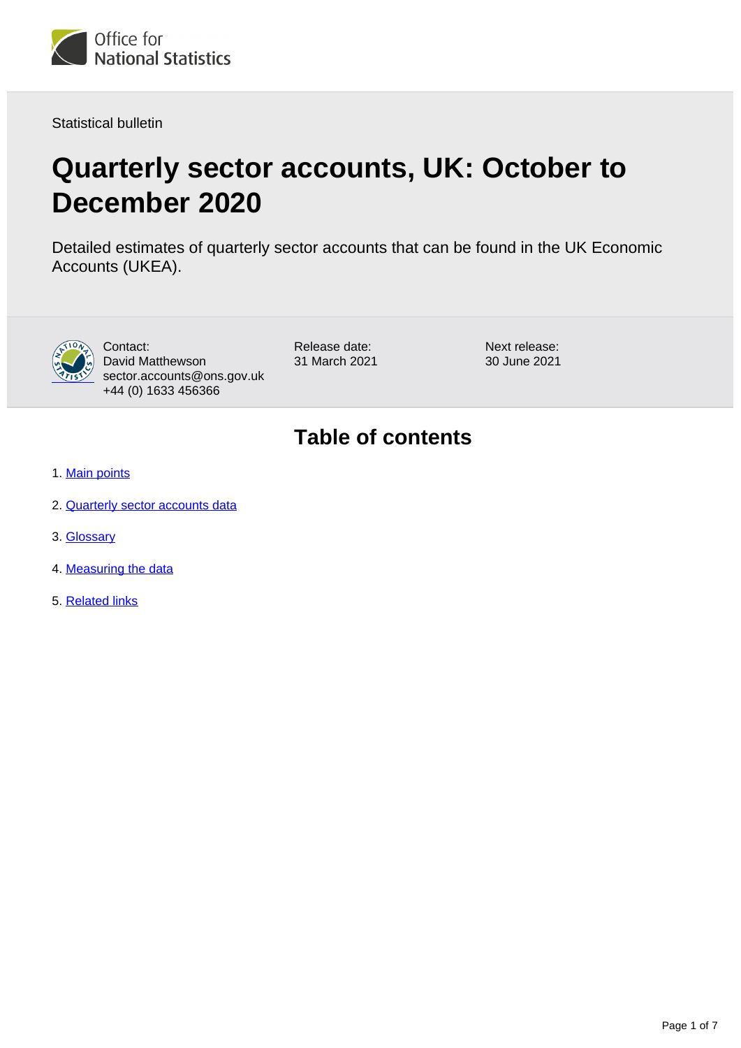Statistical bulletin

# Quarterly sector accounts, UK: October to December 2020

Detailed estimates of quarterly sector accounts that can be found in the UK Economic Accounts (UKEA).

Contact:
David Matthewson
sector.accounts@ons.gov.uk
+44 (0) 1633 456366

Release date:
31 March 2021

Next release:
30 June 2021

## Table of contents

1. Main points
2. Quarterly sector accounts data
3. Glossary
4. Measuring the data
5. Related links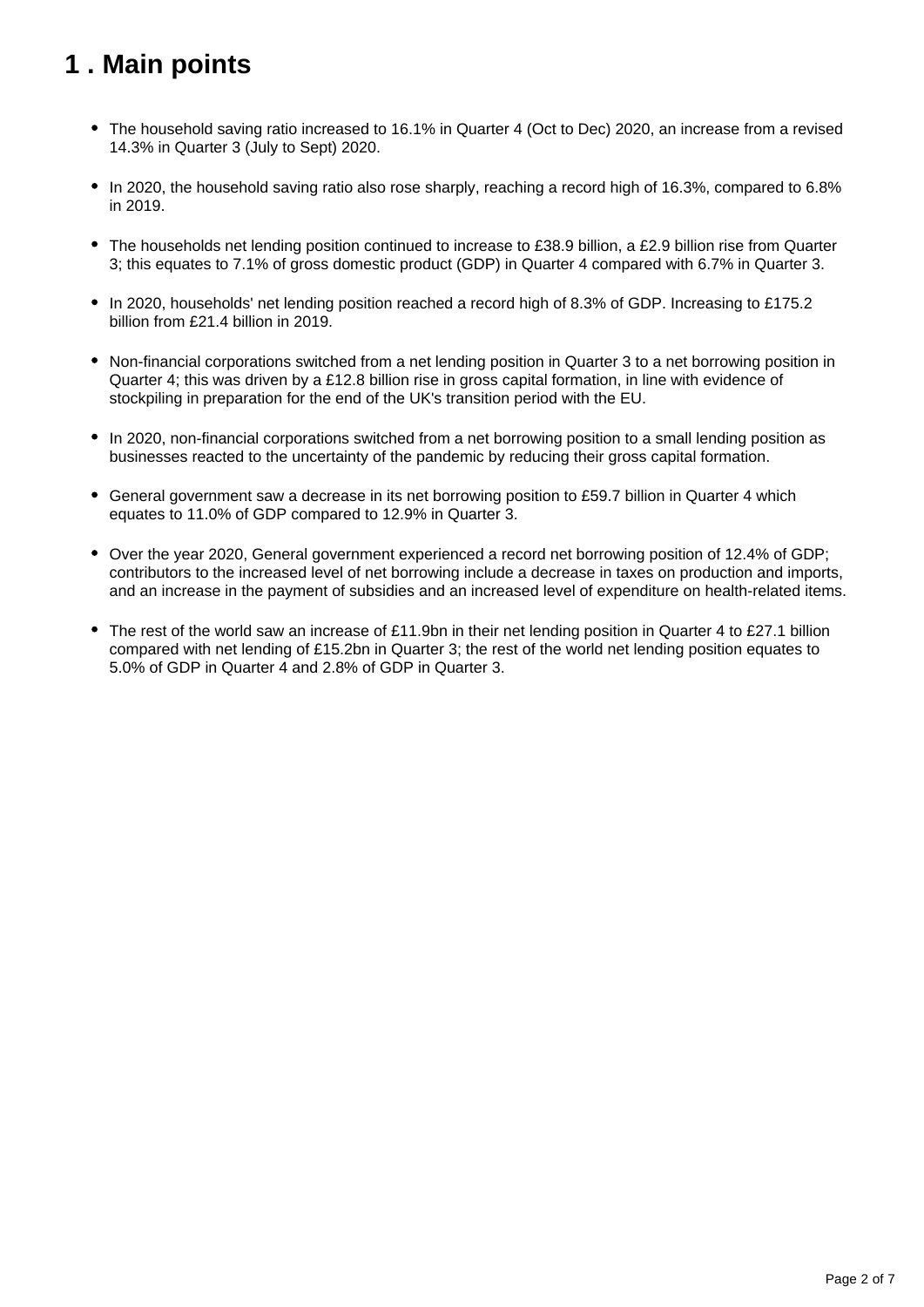# 1 . Main points

- The household saving ratio increased to 16.1% in Quarter 4 (Oct to Dec) 2020, an increase from a revised 14.3% in Quarter 3 (July to Sept) 2020.
- In 2020, the household saving ratio also rose sharply, reaching a record high of 16.3%, compared to 6.8% in 2019.
- The households net lending position continued to increase to £38.9 billion, a £2.9 billion rise from Quarter 3; this equates to 7.1% of gross domestic product (GDP) in Quarter 4 compared with 6.7% in Quarter 3.
- In 2020, households' net lending position reached a record high of 8.3% of GDP. Increasing to £175.2 billion from £21.4 billion in 2019.
- Non-financial corporations switched from a net lending position in Quarter 3 to a net borrowing position in Quarter 4; this was driven by a £12.8 billion rise in gross capital formation, in line with evidence of stockpiling in preparation for the end of the UK's transition period with the EU.
- In 2020, non-financial corporations switched from a net borrowing position to a small lending position as businesses reacted to the uncertainty of the pandemic by reducing their gross capital formation.
- General government saw a decrease in its net borrowing position to £59.7 billion in Quarter 4 which equates to 11.0% of GDP compared to 12.9% in Quarter 3.
- Over the year 2020, General government experienced a record net borrowing position of 12.4% of GDP; contributors to the increased level of net borrowing include a decrease in taxes on production and imports, and an increase in the payment of subsidies and an increased level of expenditure on health-related items.
- The rest of the world saw an increase of £11.9bn in their net lending position in Quarter 4 to £27.1 billion compared with net lending of £15.2bn in Quarter 3; the rest of the world net lending position equates to 5.0% of GDP in Quarter 4 and 2.8% of GDP in Quarter 3.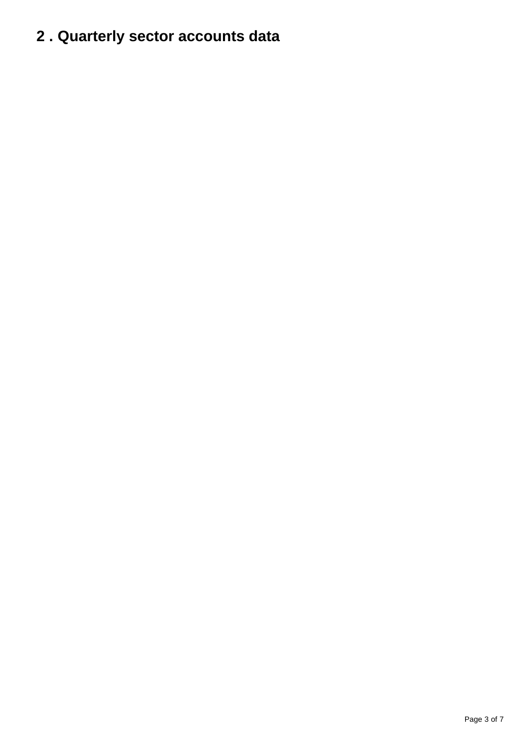## 2 . Quarterly sector accounts data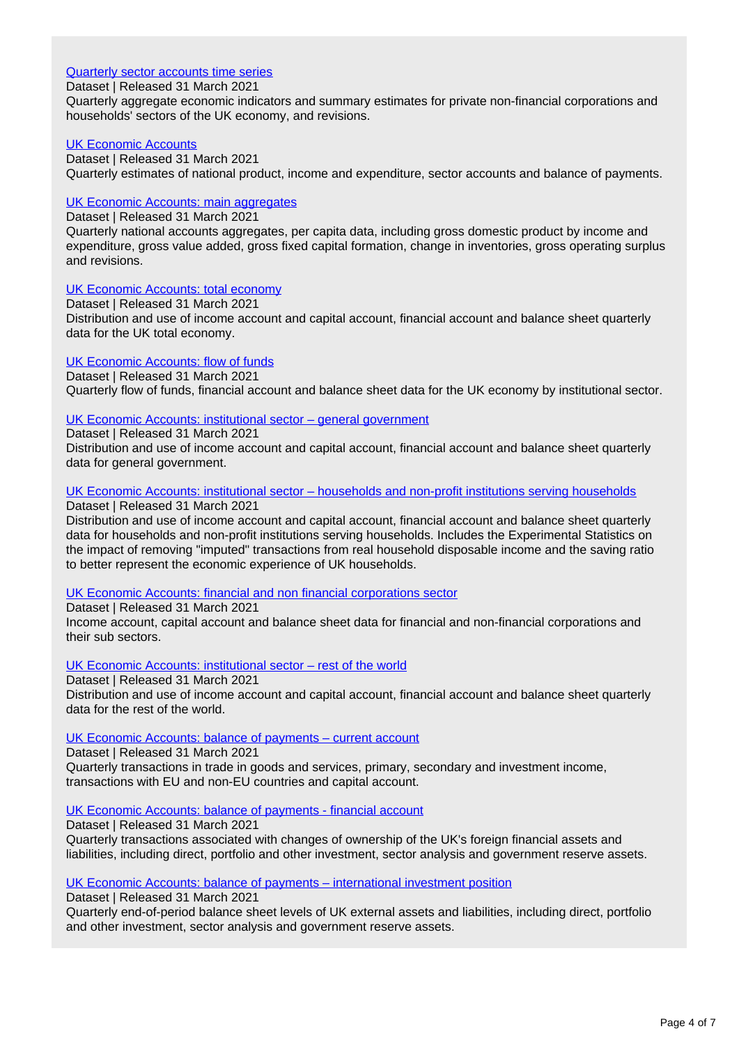[Quarterly sector accounts time series]
Dataset | Released 31 March 2021
Quarterly aggregate economic indicators and summary estimates for private non-financial corporations and households' sectors of the UK economy, and revisions.

[UK Economic Accounts]
Dataset | Released 31 March 2021
Quarterly estimates of national product, income and expenditure, sector accounts and balance of payments.

[UK Economic Accounts: main aggregates]
Dataset | Released 31 March 2021
Quarterly national accounts aggregates, per capita data, including gross domestic product by income and expenditure, gross value added, gross fixed capital formation, change in inventories, gross operating surplus and revisions.

[UK Economic Accounts: total economy]
Dataset | Released 31 March 2021
Distribution and use of income account and capital account, financial account and balance sheet quarterly data for the UK total economy.

[UK Economic Accounts: flow of funds]
Dataset | Released 31 March 2021
Quarterly flow of funds, financial account and balance sheet data for the UK economy by institutional sector.

[UK Economic Accounts: institutional sector – general government]
Dataset | Released 31 March 2021
Distribution and use of income account and capital account, financial account and balance sheet quarterly data for general government.

[UK Economic Accounts: institutional sector – households and non-profit institutions serving households]
Dataset | Released 31 March 2021
Distribution and use of income account and capital account, financial account and balance sheet quarterly data for households and non-profit institutions serving households. Includes the Experimental Statistics on the impact of removing "imputed" transactions from real household disposable income and the saving ratio to better represent the economic experience of UK households.

[UK Economic Accounts: financial and non financial corporations sector]
Dataset | Released 31 March 2021
Income account, capital account and balance sheet data for financial and non-financial corporations and their sub sectors.

[UK Economic Accounts: institutional sector – rest of the world]
Dataset | Released 31 March 2021
Distribution and use of income account and capital account, financial account and balance sheet quarterly data for the rest of the world.

[UK Economic Accounts: balance of payments – current account]
Dataset | Released 31 March 2021
Quarterly transactions in trade in goods and services, primary, secondary and investment income, transactions with EU and non-EU countries and capital account.

[UK Economic Accounts: balance of payments - financial account]
Dataset | Released 31 March 2021
Quarterly transactions associated with changes of ownership of the UK's foreign financial assets and liabilities, including direct, portfolio and other investment, sector analysis and government reserve assets.

[UK Economic Accounts: balance of payments – international investment position]
Dataset | Released 31 March 2021
Quarterly end-of-period balance sheet levels of UK external assets and liabilities, including direct, portfolio and other investment, sector analysis and government reserve assets.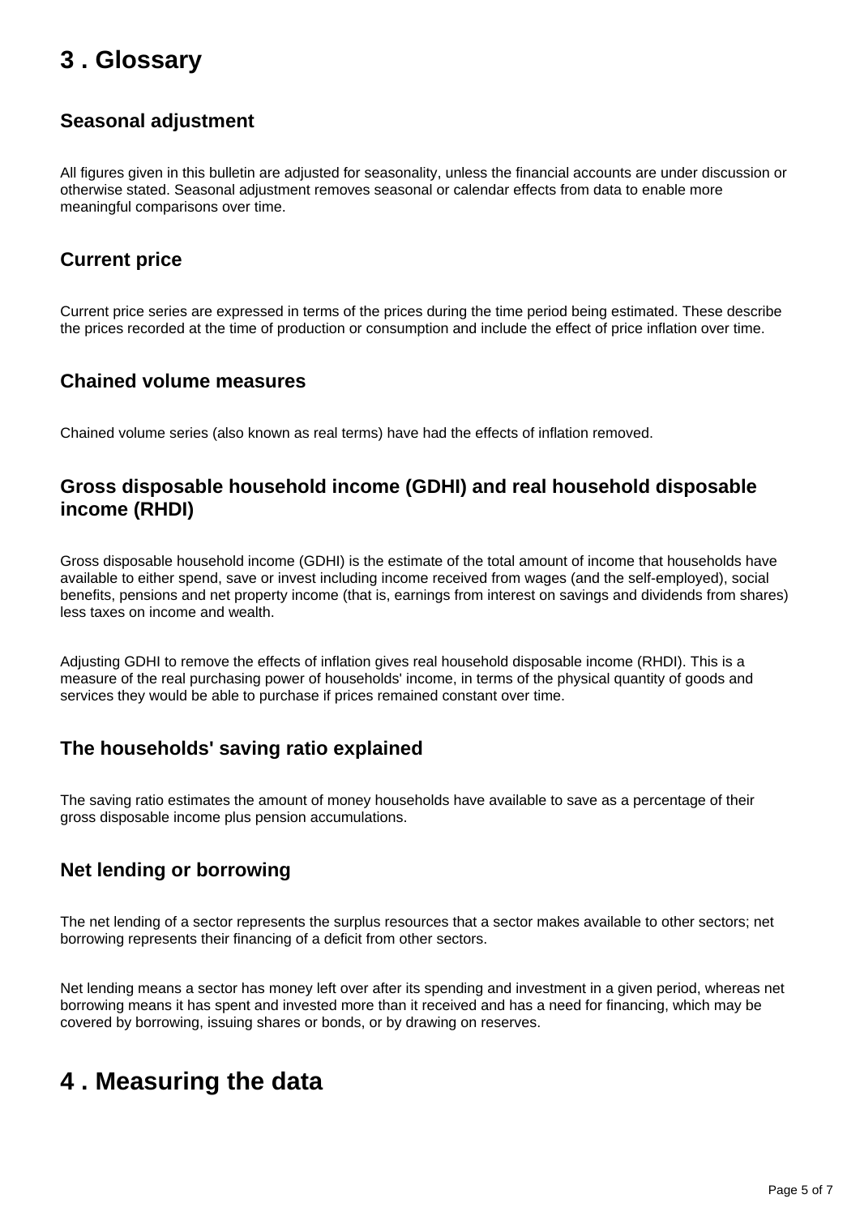## 3 . Glossary

### Seasonal adjustment

All figures given in this bulletin are adjusted for seasonality, unless the financial accounts are under discussion or otherwise stated. Seasonal adjustment removes seasonal or calendar effects from data to enable more meaningful comparisons over time.

### Current price

Current price series are expressed in terms of the prices during the time period being estimated. These describe the prices recorded at the time of production or consumption and include the effect of price inflation over time.

### Chained volume measures

Chained volume series (also known as real terms) have had the effects of inflation removed.

### Gross disposable household income (GDHI) and real household disposable income (RHDI)

Gross disposable household income (GDHI) is the estimate of the total amount of income that households have available to either spend, save or invest including income received from wages (and the self-employed), social benefits, pensions and net property income (that is, earnings from interest on savings and dividends from shares) less taxes on income and wealth.

Adjusting GDHI to remove the effects of inflation gives real household disposable income (RHDI). This is a measure of the real purchasing power of households' income, in terms of the physical quantity of goods and services they would be able to purchase if prices remained constant over time.

### The households' saving ratio explained

The saving ratio estimates the amount of money households have available to save as a percentage of their gross disposable income plus pension accumulations.

### Net lending or borrowing

The net lending of a sector represents the surplus resources that a sector makes available to other sectors; net borrowing represents their financing of a deficit from other sectors.

Net lending means a sector has money left over after its spending and investment in a given period, whereas net borrowing means it has spent and invested more than it received and has a need for financing, which may be covered by borrowing, issuing shares or bonds, or by drawing on reserves.

## 4 . Measuring the data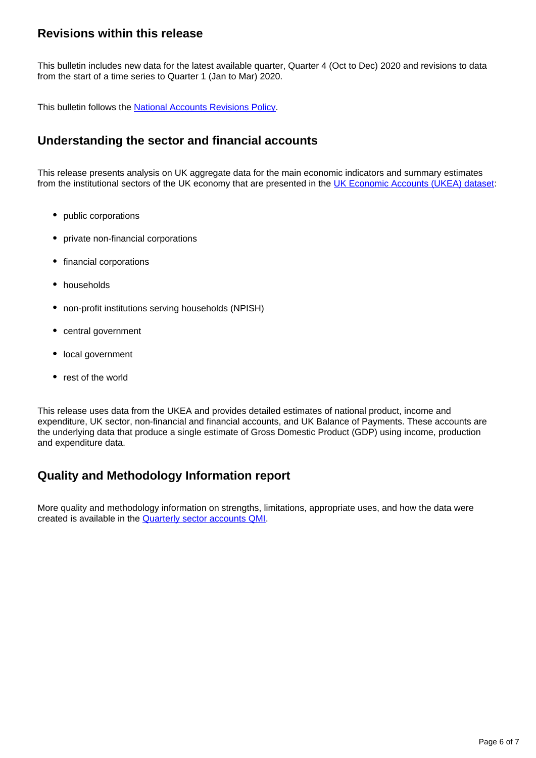## Revisions within this release

This bulletin includes new data for the latest available quarter, Quarter 4 (Oct to Dec) 2020 and revisions to data from the start of a time series to Quarter 1 (Jan to Mar) 2020.

This bulletin follows the National Accounts Revisions Policy.

## Understanding the sector and financial accounts

This release presents analysis on UK aggregate data for the main economic indicators and summary estimates from the institutional sectors of the UK economy that are presented in the UK Economic Accounts (UKEA) dataset:

- public corporations
- private non-financial corporations
- financial corporations
- households
- non-profit institutions serving households (NPISH)
- central government
- local government
- rest of the world

This release uses data from the UKEA and provides detailed estimates of national product, income and expenditure, UK sector, non-financial and financial accounts, and UK Balance of Payments. These accounts are the underlying data that produce a single estimate of Gross Domestic Product (GDP) using income, production and expenditure data.

## Quality and Methodology Information report

More quality and methodology information on strengths, limitations, appropriate uses, and how the data were created is available in the Quarterly sector accounts QMI.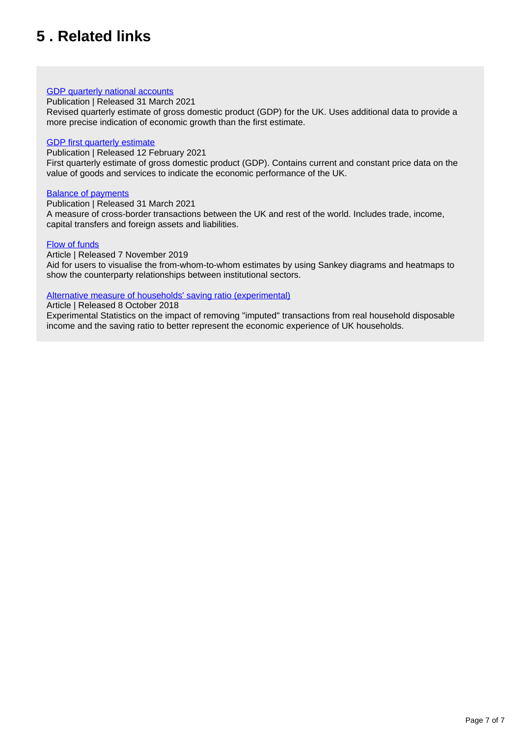## 5 . Related links

[GDP quarterly national accounts](#)
Publication | Released 31 March 2021
Revised quarterly estimate of gross domestic product (GDP) for the UK. Uses additional data to provide a more precise indication of economic growth than the first estimate.

[GDP first quarterly estimate](#)
Publication | Released 12 February 2021
First quarterly estimate of gross domestic product (GDP). Contains current and constant price data on the value of goods and services to indicate the economic performance of the UK.

[Balance of payments](#)
Publication | Released 31 March 2021
A measure of cross-border transactions between the UK and rest of the world. Includes trade, income, capital transfers and foreign assets and liabilities.

[Flow of funds](#)
Article | Released 7 November 2019
Aid for users to visualise the from-whom-to-whom estimates by using Sankey diagrams and heatmaps to show the counterparty relationships between institutional sectors.

[Alternative measure of households' saving ratio (experimental)](#)
Article | Released 8 October 2018
Experimental Statistics on the impact of removing "imputed" transactions from real household disposable income and the saving ratio to better represent the economic experience of UK households.